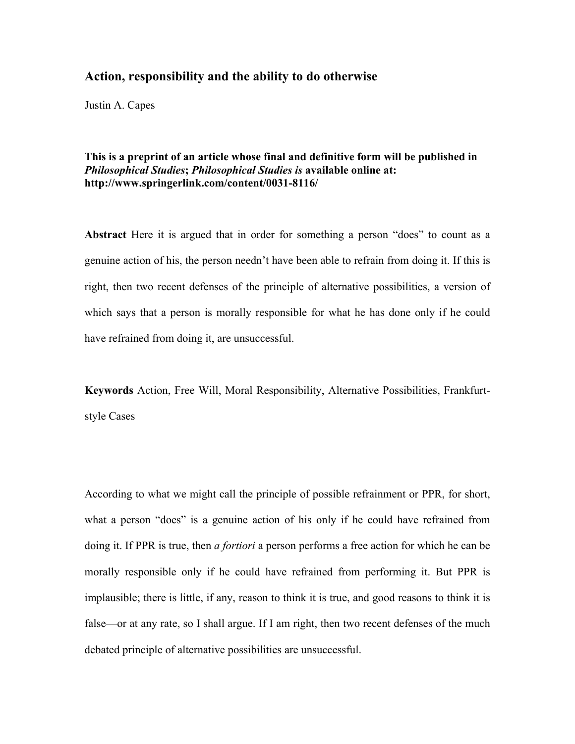## Action, responsibility and the ability to do otherwise

Justin A. Capes

**This is a preprint of an article whose final and definitive form will be published in *Philosophical Studies*; *Philosophical Studies is* available online at: http://www.springerlink.com/content/0031-8116/**

**Abstract** Here it is argued that in order for something a person "does" to count as a genuine action of his, the person needn't have been able to refrain from doing it. If this is right, then two recent defenses of the principle of alternative possibilities, a version of which says that a person is morally responsible for what he has done only if he could have refrained from doing it, are unsuccessful.

**Keywords** Action, Free Will, Moral Responsibility, Alternative Possibilities, Frankfurt-style Cases

According to what we might call the principle of possible refrainment or PPR, for short, what a person "does" is a genuine action of his only if he could have refrained from doing it. If PPR is true, then *a fortiori* a person performs a free action for which he can be morally responsible only if he could have refrained from performing it. But PPR is implausible; there is little, if any, reason to think it is true, and good reasons to think it is false—or at any rate, so I shall argue. If I am right, then two recent defenses of the much debated principle of alternative possibilities are unsuccessful.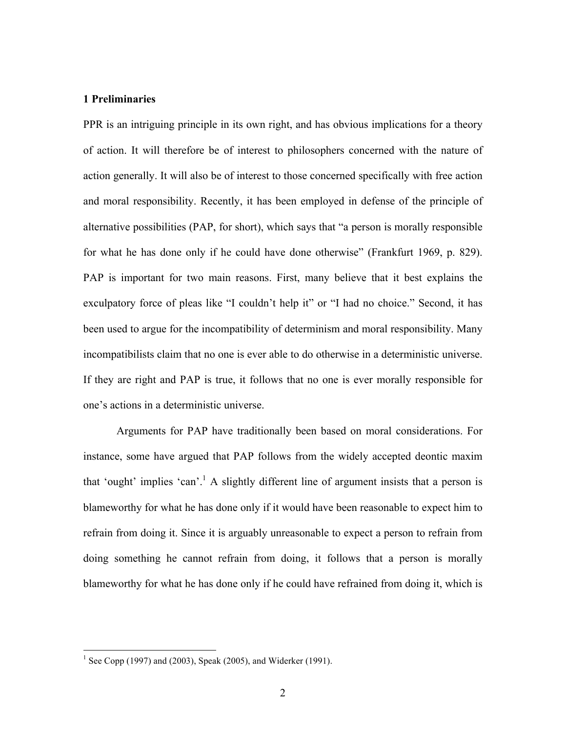## 1 Preliminaries

PPR is an intriguing principle in its own right, and has obvious implications for a theory of action. It will therefore be of interest to philosophers concerned with the nature of action generally. It will also be of interest to those concerned specifically with free action and moral responsibility. Recently, it has been employed in defense of the principle of alternative possibilities (PAP, for short), which says that "a person is morally responsible for what he has done only if he could have done otherwise" (Frankfurt 1969, p. 829). PAP is important for two main reasons. First, many believe that it best explains the exculpatory force of pleas like "I couldn't help it" or "I had no choice." Second, it has been used to argue for the incompatibility of determinism and moral responsibility. Many incompatibilists claim that no one is ever able to do otherwise in a deterministic universe. If they are right and PAP is true, it follows that no one is ever morally responsible for one's actions in a deterministic universe.

Arguments for PAP have traditionally been based on moral considerations. For instance, some have argued that PAP follows from the widely accepted deontic maxim that 'ought' implies 'can'.[1] A slightly different line of argument insists that a person is blameworthy for what he has done only if it would have been reasonable to expect him to refrain from doing it. Since it is arguably unreasonable to expect a person to refrain from doing something he cannot refrain from doing, it follows that a person is morally blameworthy for what he has done only if he could have refrained from doing it, which is

[1] See Copp (1997) and (2003), Speak (2005), and Widerker (1991).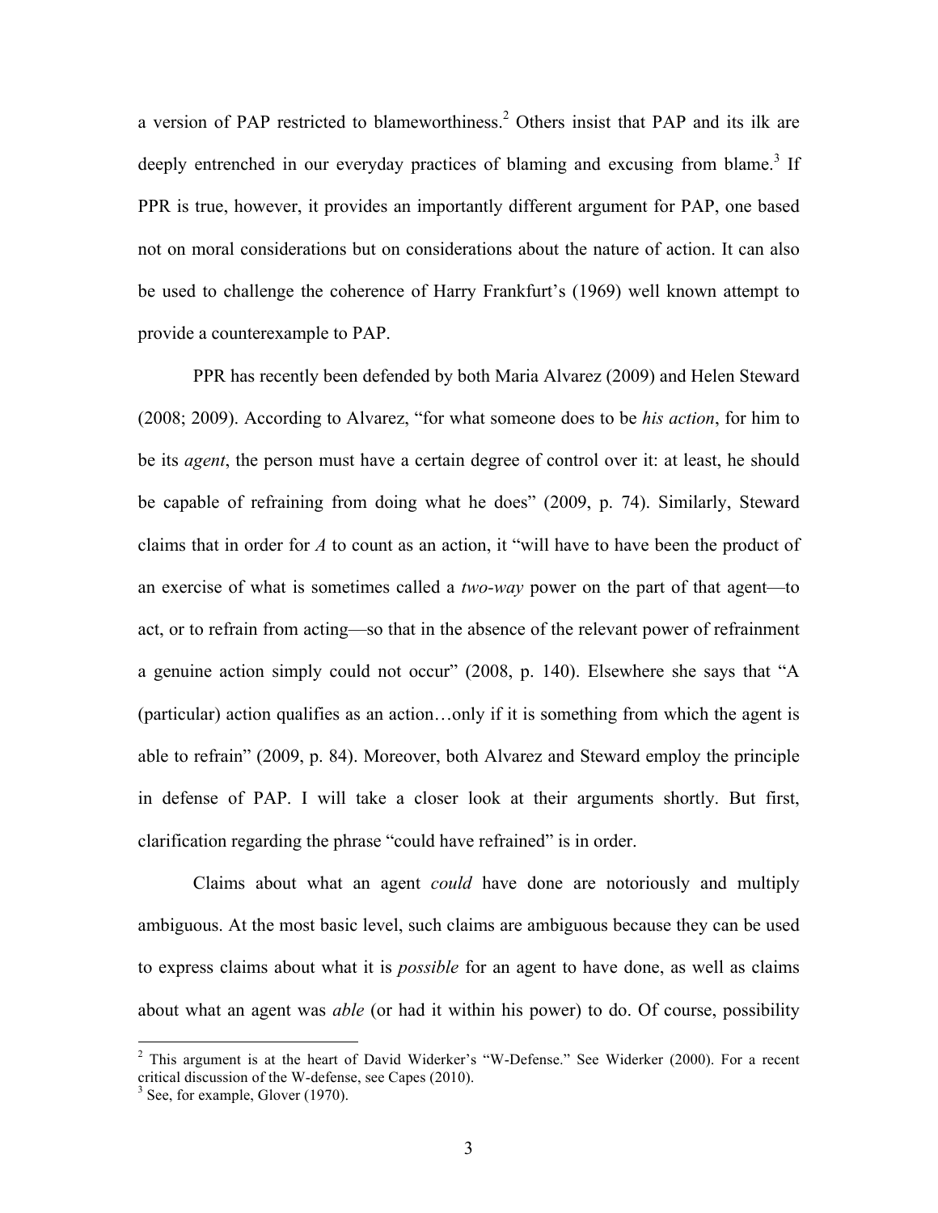a version of PAP restricted to blameworthiness.[2] Others insist that PAP and its ilk are deeply entrenched in our everyday practices of blaming and excusing from blame.[3] If PPR is true, however, it provides an importantly different argument for PAP, one based not on moral considerations but on considerations about the nature of action. It can also be used to challenge the coherence of Harry Frankfurt's (1969) well known attempt to provide a counterexample to PAP.

PPR has recently been defended by both Maria Alvarez (2009) and Helen Steward (2008; 2009). According to Alvarez, "for what someone does to be *his action*, for him to be its *agent*, the person must have a certain degree of control over it: at least, he should be capable of refraining from doing what he does" (2009, p. 74). Similarly, Steward claims that in order for *A* to count as an action, it "will have to have been the product of an exercise of what is sometimes called a *two-way* power on the part of that agent—to act, or to refrain from acting—so that in the absence of the relevant power of refrainment a genuine action simply could not occur" (2008, p. 140). Elsewhere she says that "A (particular) action qualifies as an action…only if it is something from which the agent is able to refrain" (2009, p. 84). Moreover, both Alvarez and Steward employ the principle in defense of PAP. I will take a closer look at their arguments shortly. But first, clarification regarding the phrase "could have refrained" is in order.

Claims about what an agent *could* have done are notoriously and multiply ambiguous. At the most basic level, such claims are ambiguous because they can be used to express claims about what it is *possible* for an agent to have done, as well as claims about what an agent was *able* (or had it within his power) to do. Of course, possibility

[2] This argument is at the heart of David Widerker's "W-Defense." See Widerker (2000). For a recent critical discussion of the W-defense, see Capes (2010).

[3] See, for example, Glover (1970).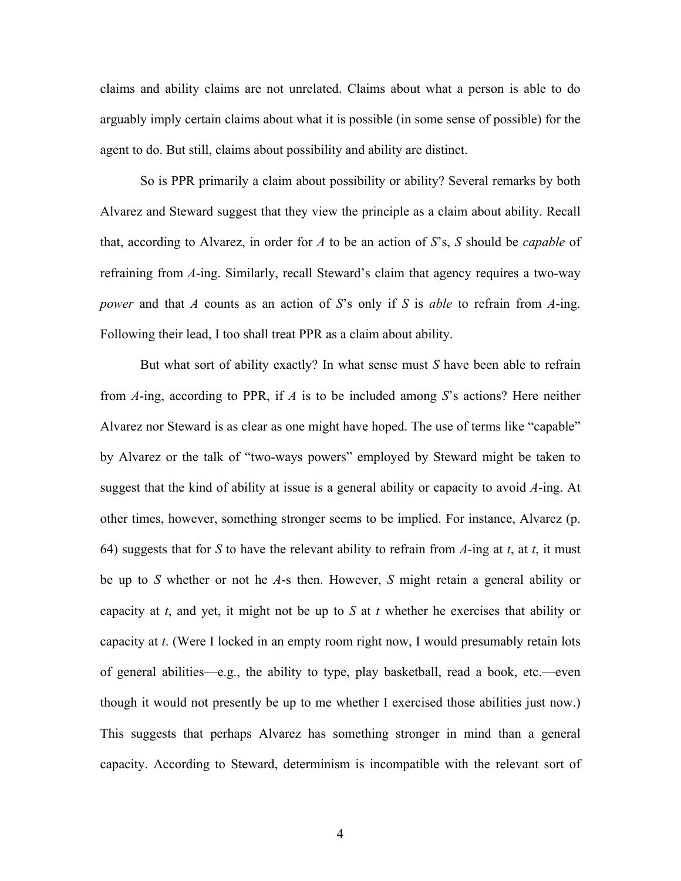claims and ability claims are not unrelated. Claims about what a person is able to do arguably imply certain claims about what it is possible (in some sense of possible) for the agent to do. But still, claims about possibility and ability are distinct.

So is PPR primarily a claim about possibility or ability? Several remarks by both Alvarez and Steward suggest that they view the principle as a claim about ability. Recall that, according to Alvarez, in order for *A* to be an action of *S*'s, *S* should be *capable* of refraining from *A*-ing. Similarly, recall Steward's claim that agency requires a two-way *power* and that *A* counts as an action of *S*'s only if *S* is *able* to refrain from *A*-ing. Following their lead, I too shall treat PPR as a claim about ability.

But what sort of ability exactly? In what sense must *S* have been able to refrain from *A*-ing, according to PPR, if *A* is to be included among *S*'s actions? Here neither Alvarez nor Steward is as clear as one might have hoped. The use of terms like "capable" by Alvarez or the talk of "two-ways powers" employed by Steward might be taken to suggest that the kind of ability at issue is a general ability or capacity to avoid *A*-ing. At other times, however, something stronger seems to be implied. For instance, Alvarez (p. 64) suggests that for *S* to have the relevant ability to refrain from *A*-ing at *t*, at *t*, it must be up to *S* whether or not he *A*-s then. However, *S* might retain a general ability or capacity at *t*, and yet, it might not be up to *S* at *t* whether he exercises that ability or capacity at *t*. (Were I locked in an empty room right now, I would presumably retain lots of general abilities—e.g., the ability to type, play basketball, read a book, etc.—even though it would not presently be up to me whether I exercised those abilities just now.) This suggests that perhaps Alvarez has something stronger in mind than a general capacity. According to Steward, determinism is incompatible with the relevant sort of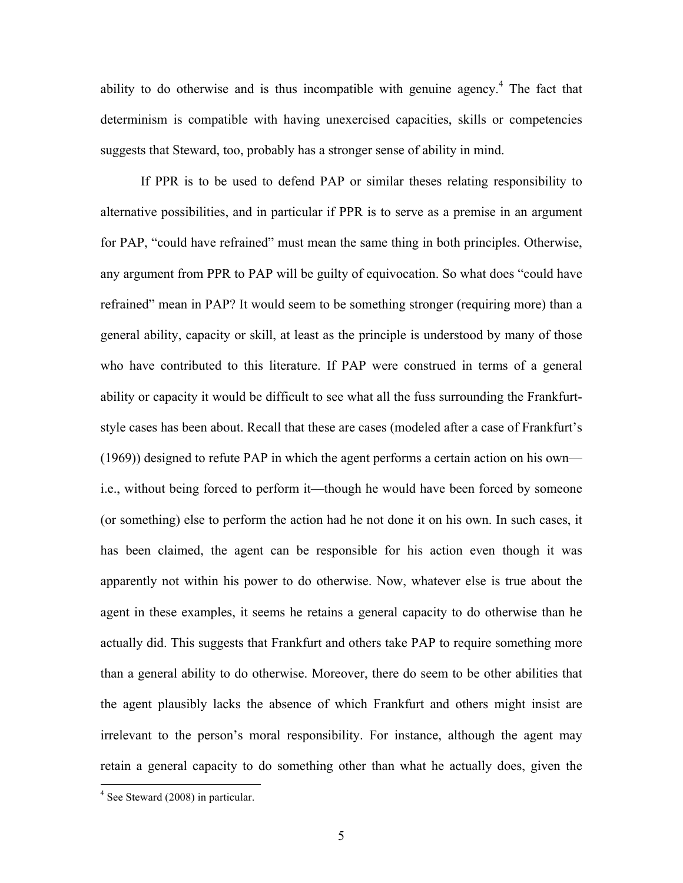ability to do otherwise and is thus incompatible with genuine agency.[4] The fact that determinism is compatible with having unexercised capacities, skills or competencies suggests that Steward, too, probably has a stronger sense of ability in mind.

If PPR is to be used to defend PAP or similar theses relating responsibility to alternative possibilities, and in particular if PPR is to serve as a premise in an argument for PAP, "could have refrained" must mean the same thing in both principles. Otherwise, any argument from PPR to PAP will be guilty of equivocation. So what does "could have refrained" mean in PAP? It would seem to be something stronger (requiring more) than a general ability, capacity or skill, at least as the principle is understood by many of those who have contributed to this literature. If PAP were construed in terms of a general ability or capacity it would be difficult to see what all the fuss surrounding the Frankfurt-style cases has been about. Recall that these are cases (modeled after a case of Frankfurt's (1969)) designed to refute PAP in which the agent performs a certain action on his own—i.e., without being forced to perform it—though he would have been forced by someone (or something) else to perform the action had he not done it on his own. In such cases, it has been claimed, the agent can be responsible for his action even though it was apparently not within his power to do otherwise. Now, whatever else is true about the agent in these examples, it seems he retains a general capacity to do otherwise than he actually did. This suggests that Frankfurt and others take PAP to require something more than a general ability to do otherwise. Moreover, there do seem to be other abilities that the agent plausibly lacks the absence of which Frankfurt and others might insist are irrelevant to the person's moral responsibility. For instance, although the agent may retain a general capacity to do something other than what he actually does, given the

[4] See Steward (2008) in particular.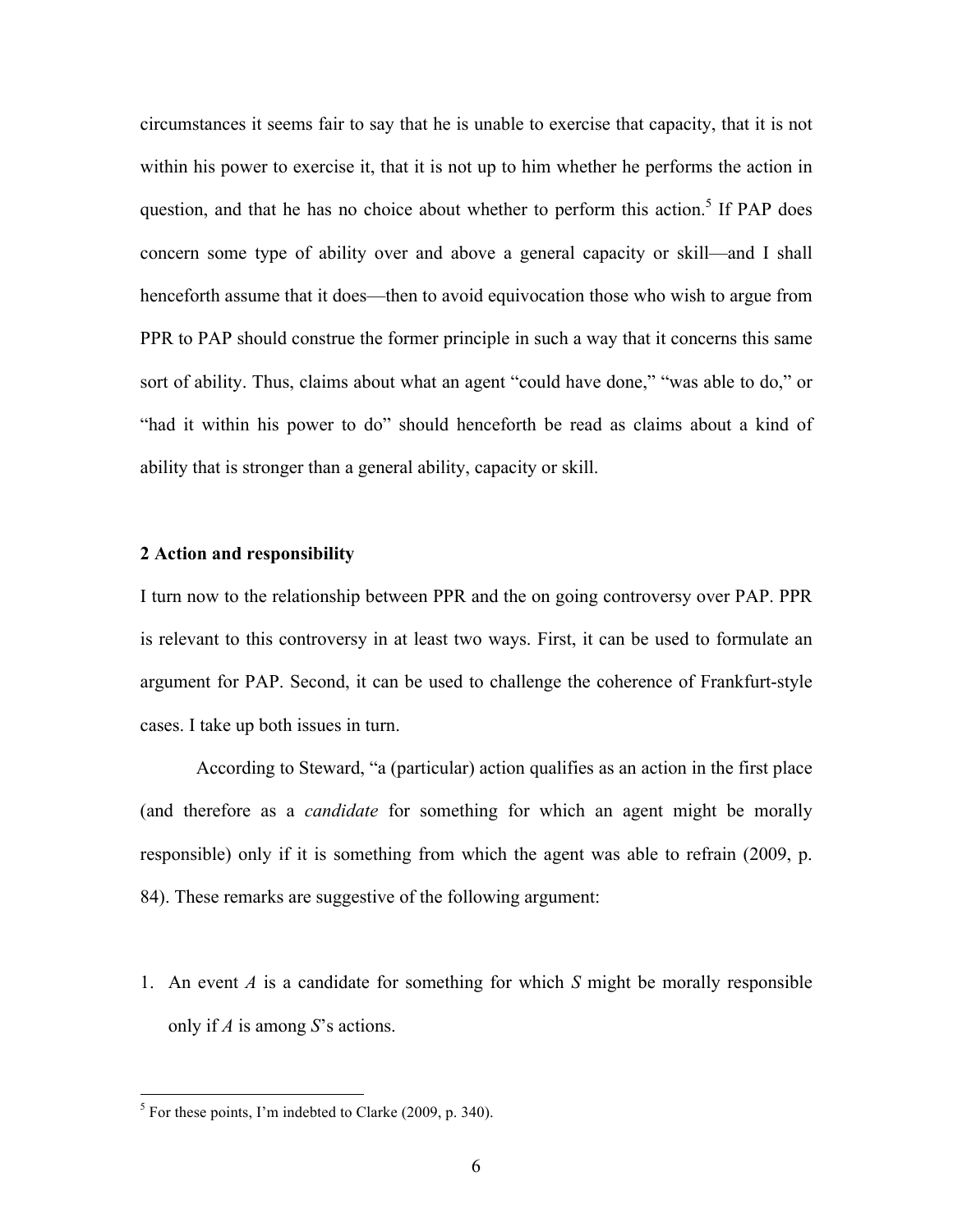circumstances it seems fair to say that he is unable to exercise that capacity, that it is not within his power to exercise it, that it is not up to him whether he performs the action in question, and that he has no choice about whether to perform this action.[5] If PAP does concern some type of ability over and above a general capacity or skill—and I shall henceforth assume that it does—then to avoid equivocation those who wish to argue from PPR to PAP should construe the former principle in such a way that it concerns this same sort of ability. Thus, claims about what an agent "could have done," "was able to do," or "had it within his power to do" should henceforth be read as claims about a kind of ability that is stronger than a general ability, capacity or skill.

## 2 Action and responsibility

I turn now to the relationship between PPR and the on going controversy over PAP. PPR is relevant to this controversy in at least two ways. First, it can be used to formulate an argument for PAP. Second, it can be used to challenge the coherence of Frankfurt-style cases. I take up both issues in turn.

According to Steward, "a (particular) action qualifies as an action in the first place (and therefore as a *candidate* for something for which an agent might be morally responsible) only if it is something from which the agent was able to refrain (2009, p. 84). These remarks are suggestive of the following argument:

1. An event *A* is a candidate for something for which *S* might be morally responsible only if *A* is among *S*'s actions.

[5] For these points, I'm indebted to Clarke (2009, p. 340).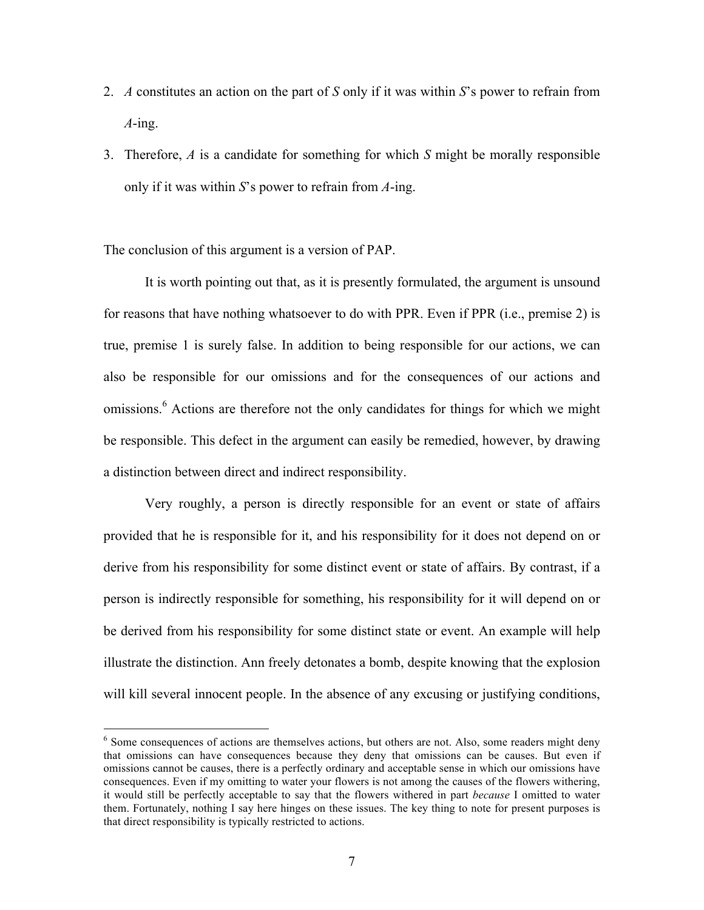2. *A* constitutes an action on the part of *S* only if it was within *S*'s power to refrain from *A*-ing.
3. Therefore, *A* is a candidate for something for which *S* might be morally responsible only if it was within *S*'s power to refrain from *A*-ing.

The conclusion of this argument is a version of PAP.

It is worth pointing out that, as it is presently formulated, the argument is unsound for reasons that have nothing whatsoever to do with PPR. Even if PPR (i.e., premise 2) is true, premise 1 is surely false. In addition to being responsible for our actions, we can also be responsible for our omissions and for the consequences of our actions and omissions.[6] Actions are therefore not the only candidates for things for which we might be responsible. This defect in the argument can easily be remedied, however, by drawing a distinction between direct and indirect responsibility.

Very roughly, a person is directly responsible for an event or state of affairs provided that he is responsible for it, and his responsibility for it does not depend on or derive from his responsibility for some distinct event or state of affairs. By contrast, if a person is indirectly responsible for something, his responsibility for it will depend on or be derived from his responsibility for some distinct state or event. An example will help illustrate the distinction. Ann freely detonates a bomb, despite knowing that the explosion will kill several innocent people. In the absence of any excusing or justifying conditions,

[6] Some consequences of actions are themselves actions, but others are not. Also, some readers might deny that omissions can have consequences because they deny that omissions can be causes. But even if omissions cannot be causes, there is a perfectly ordinary and acceptable sense in which our omissions have consequences. Even if my omitting to water your flowers is not among the causes of the flowers withering, it would still be perfectly acceptable to say that the flowers withered in part *because* I omitted to water them. Fortunately, nothing I say here hinges on these issues. The key thing to note for present purposes is that direct responsibility is typically restricted to actions.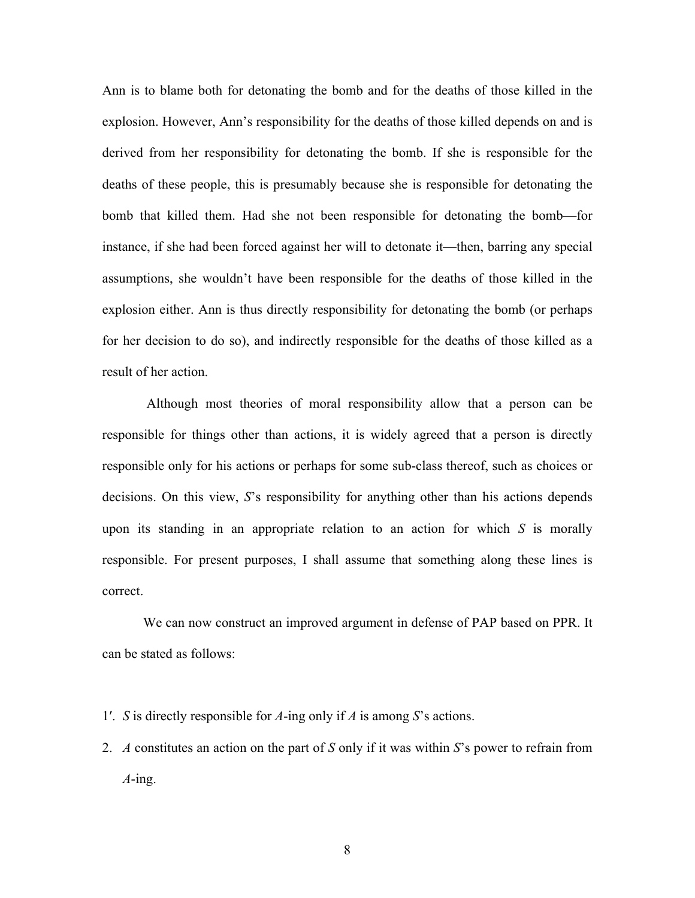Ann is to blame both for detonating the bomb and for the deaths of those killed in the explosion. However, Ann's responsibility for the deaths of those killed depends on and is derived from her responsibility for detonating the bomb. If she is responsible for the deaths of these people, this is presumably because she is responsible for detonating the bomb that killed them. Had she not been responsible for detonating the bomb—for instance, if she had been forced against her will to detonate it—then, barring any special assumptions, she wouldn't have been responsible for the deaths of those killed in the explosion either. Ann is thus directly responsibility for detonating the bomb (or perhaps for her decision to do so), and indirectly responsible for the deaths of those killed as a result of her action.

Although most theories of moral responsibility allow that a person can be responsible for things other than actions, it is widely agreed that a person is directly responsible only for his actions or perhaps for some sub-class thereof, such as choices or decisions. On this view, *S*'s responsibility for anything other than his actions depends upon its standing in an appropriate relation to an action for which *S* is morally responsible. For present purposes, I shall assume that something along these lines is correct.

We can now construct an improved argument in defense of PAP based on PPR. It can be stated as follows:

1′. *S* is directly responsible for *A*-ing only if *A* is among *S*'s actions.

2. *A* constitutes an action on the part of *S* only if it was within *S*'s power to refrain from *A*-ing.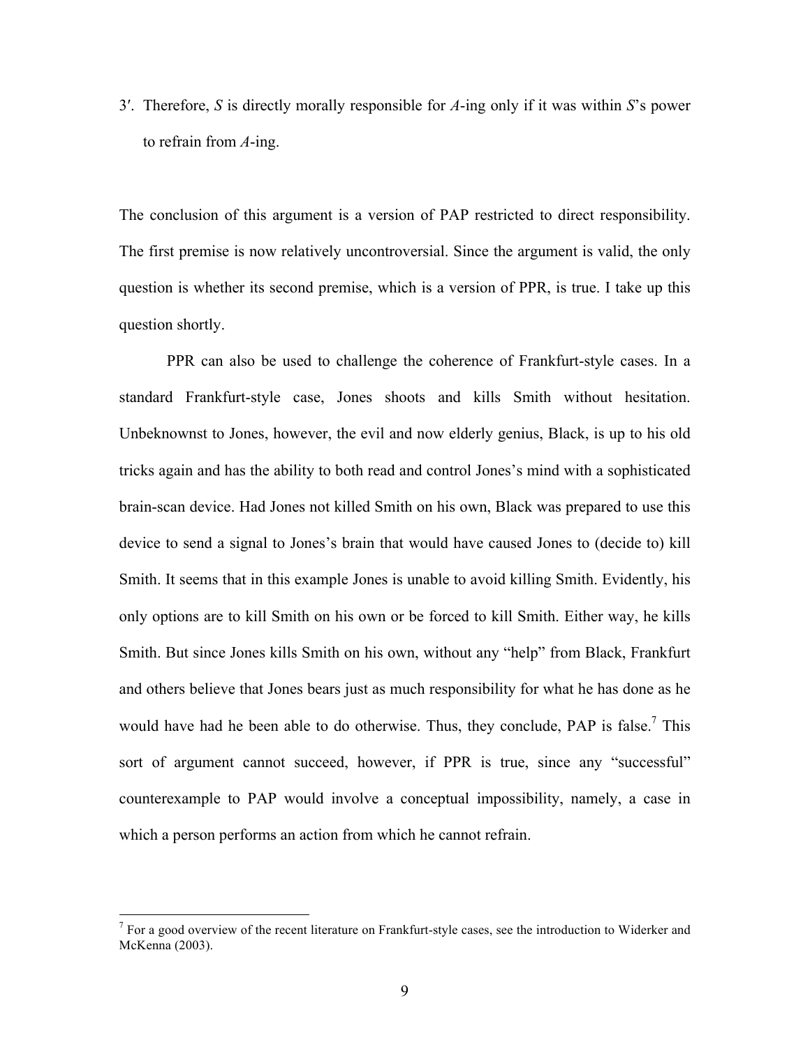3′. Therefore, *S* is directly morally responsible for *A*-ing only if it was within *S*'s power to refrain from *A*-ing.

The conclusion of this argument is a version of PAP restricted to direct responsibility. The first premise is now relatively uncontroversial. Since the argument is valid, the only question is whether its second premise, which is a version of PPR, is true. I take up this question shortly.

PPR can also be used to challenge the coherence of Frankfurt-style cases. In a standard Frankfurt-style case, Jones shoots and kills Smith without hesitation. Unbeknownst to Jones, however, the evil and now elderly genius, Black, is up to his old tricks again and has the ability to both read and control Jones's mind with a sophisticated brain-scan device. Had Jones not killed Smith on his own, Black was prepared to use this device to send a signal to Jones's brain that would have caused Jones to (decide to) kill Smith. It seems that in this example Jones is unable to avoid killing Smith. Evidently, his only options are to kill Smith on his own or be forced to kill Smith. Either way, he kills Smith. But since Jones kills Smith on his own, without any "help" from Black, Frankfurt and others believe that Jones bears just as much responsibility for what he has done as he would have had he been able to do otherwise. Thus, they conclude, PAP is false.[7] This sort of argument cannot succeed, however, if PPR is true, since any "successful" counterexample to PAP would involve a conceptual impossibility, namely, a case in which a person performs an action from which he cannot refrain.

[7] For a good overview of the recent literature on Frankfurt-style cases, see the introduction to Widerker and McKenna (2003).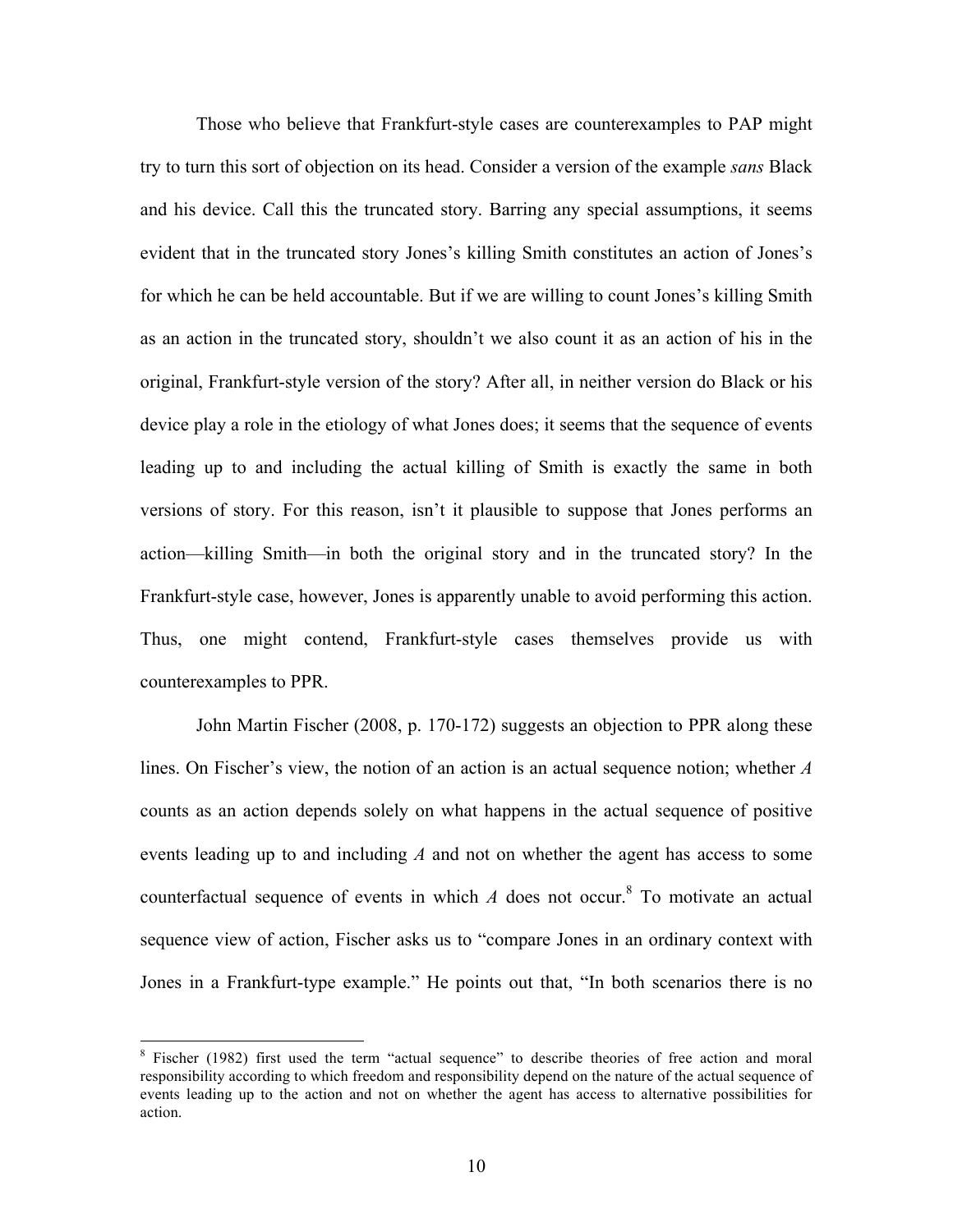Those who believe that Frankfurt-style cases are counterexamples to PAP might try to turn this sort of objection on its head. Consider a version of the example *sans* Black and his device. Call this the truncated story. Barring any special assumptions, it seems evident that in the truncated story Jones's killing Smith constitutes an action of Jones's for which he can be held accountable. But if we are willing to count Jones's killing Smith as an action in the truncated story, shouldn't we also count it as an action of his in the original, Frankfurt-style version of the story? After all, in neither version do Black or his device play a role in the etiology of what Jones does; it seems that the sequence of events leading up to and including the actual killing of Smith is exactly the same in both versions of story. For this reason, isn't it plausible to suppose that Jones performs an action—killing Smith—in both the original story and in the truncated story? In the Frankfurt-style case, however, Jones is apparently unable to avoid performing this action. Thus, one might contend, Frankfurt-style cases themselves provide us with counterexamples to PPR.

John Martin Fischer (2008, p. 170-172) suggests an objection to PPR along these lines. On Fischer's view, the notion of an action is an actual sequence notion; whether *A* counts as an action depends solely on what happens in the actual sequence of positive events leading up to and including *A* and not on whether the agent has access to some counterfactual sequence of events in which *A* does not occur.[8] To motivate an actual sequence view of action, Fischer asks us to "compare Jones in an ordinary context with Jones in a Frankfurt-type example." He points out that, "In both scenarios there is no

[8] Fischer (1982) first used the term "actual sequence" to describe theories of free action and moral responsibility according to which freedom and responsibility depend on the nature of the actual sequence of events leading up to the action and not on whether the agent has access to alternative possibilities for action.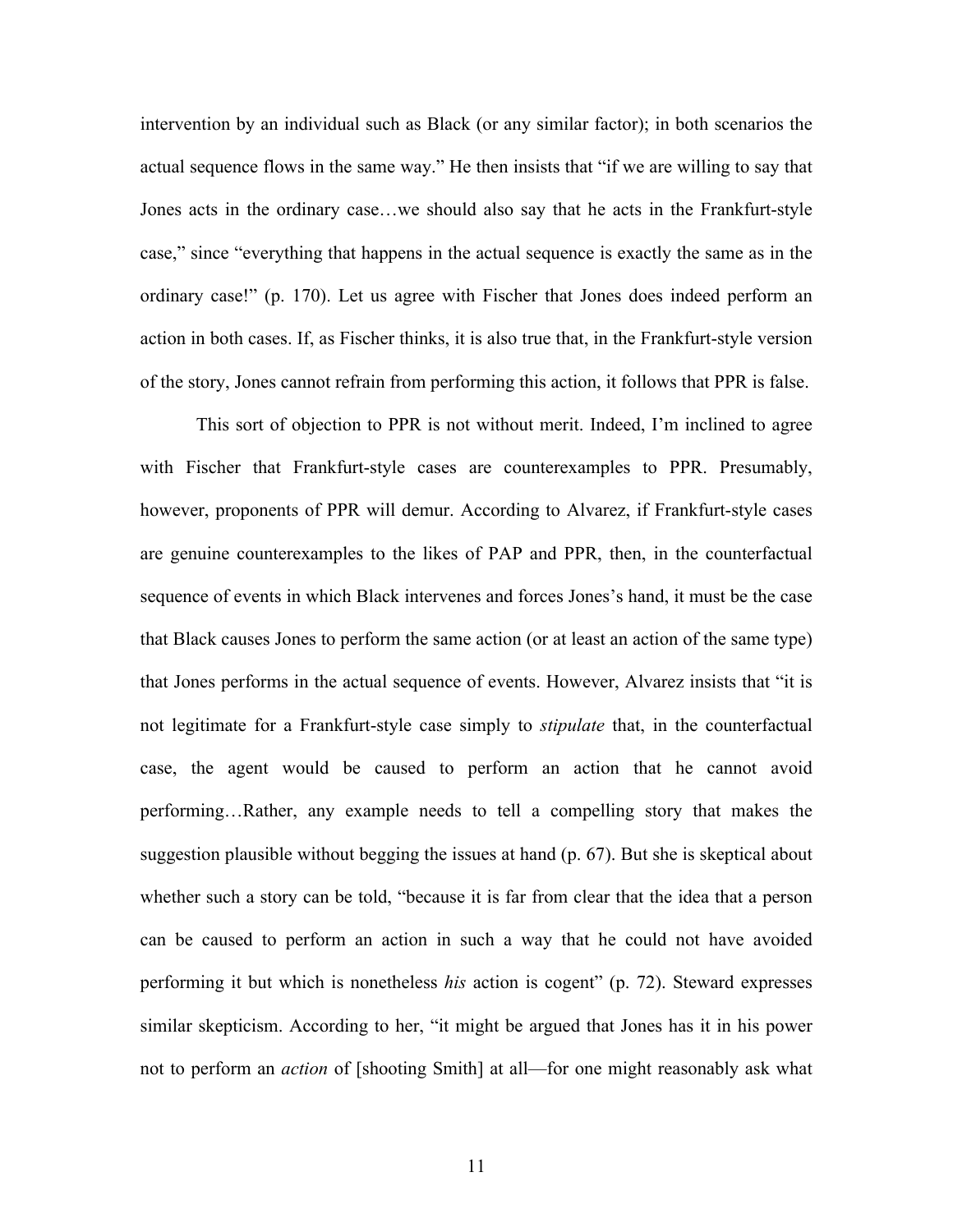intervention by an individual such as Black (or any similar factor); in both scenarios the actual sequence flows in the same way." He then insists that "if we are willing to say that Jones acts in the ordinary case…we should also say that he acts in the Frankfurt-style case," since "everything that happens in the actual sequence is exactly the same as in the ordinary case!" (p. 170). Let us agree with Fischer that Jones does indeed perform an action in both cases. If, as Fischer thinks, it is also true that, in the Frankfurt-style version of the story, Jones cannot refrain from performing this action, it follows that PPR is false.

This sort of objection to PPR is not without merit. Indeed, I'm inclined to agree with Fischer that Frankfurt-style cases are counterexamples to PPR. Presumably, however, proponents of PPR will demur. According to Alvarez, if Frankfurt-style cases are genuine counterexamples to the likes of PAP and PPR, then, in the counterfactual sequence of events in which Black intervenes and forces Jones's hand, it must be the case that Black causes Jones to perform the same action (or at least an action of the same type) that Jones performs in the actual sequence of events. However, Alvarez insists that "it is not legitimate for a Frankfurt-style case simply to *stipulate* that, in the counterfactual case, the agent would be caused to perform an action that he cannot avoid performing…Rather, any example needs to tell a compelling story that makes the suggestion plausible without begging the issues at hand (p. 67). But she is skeptical about whether such a story can be told, "because it is far from clear that the idea that a person can be caused to perform an action in such a way that he could not have avoided performing it but which is nonetheless *his* action is cogent" (p. 72). Steward expresses similar skepticism. According to her, "it might be argued that Jones has it in his power not to perform an *action* of [shooting Smith] at all—for one might reasonably ask what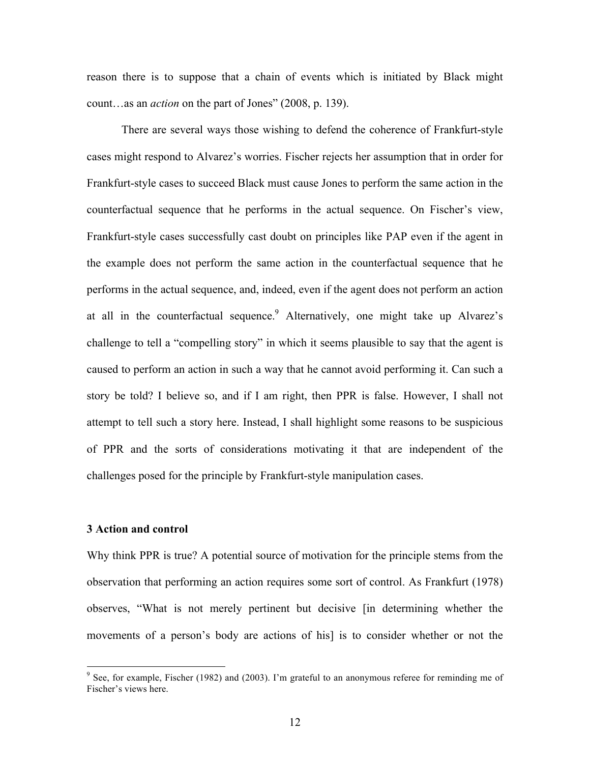reason there is to suppose that a chain of events which is initiated by Black might count…as an *action* on the part of Jones" (2008, p. 139).

There are several ways those wishing to defend the coherence of Frankfurt-style cases might respond to Alvarez's worries. Fischer rejects her assumption that in order for Frankfurt-style cases to succeed Black must cause Jones to perform the same action in the counterfactual sequence that he performs in the actual sequence. On Fischer's view, Frankfurt-style cases successfully cast doubt on principles like PAP even if the agent in the example does not perform the same action in the counterfactual sequence that he performs in the actual sequence, and, indeed, even if the agent does not perform an action at all in the counterfactual sequence.[9] Alternatively, one might take up Alvarez's challenge to tell a "compelling story" in which it seems plausible to say that the agent is caused to perform an action in such a way that he cannot avoid performing it. Can such a story be told? I believe so, and if I am right, then PPR is false. However, I shall not attempt to tell such a story here. Instead, I shall highlight some reasons to be suspicious of PPR and the sorts of considerations motivating it that are independent of the challenges posed for the principle by Frankfurt-style manipulation cases.

### 3 Action and control

Why think PPR is true? A potential source of motivation for the principle stems from the observation that performing an action requires some sort of control. As Frankfurt (1978) observes, "What is not merely pertinent but decisive [in determining whether the movements of a person's body are actions of his] is to consider whether or not the

[9] See, for example, Fischer (1982) and (2003). I'm grateful to an anonymous referee for reminding me of Fischer's views here.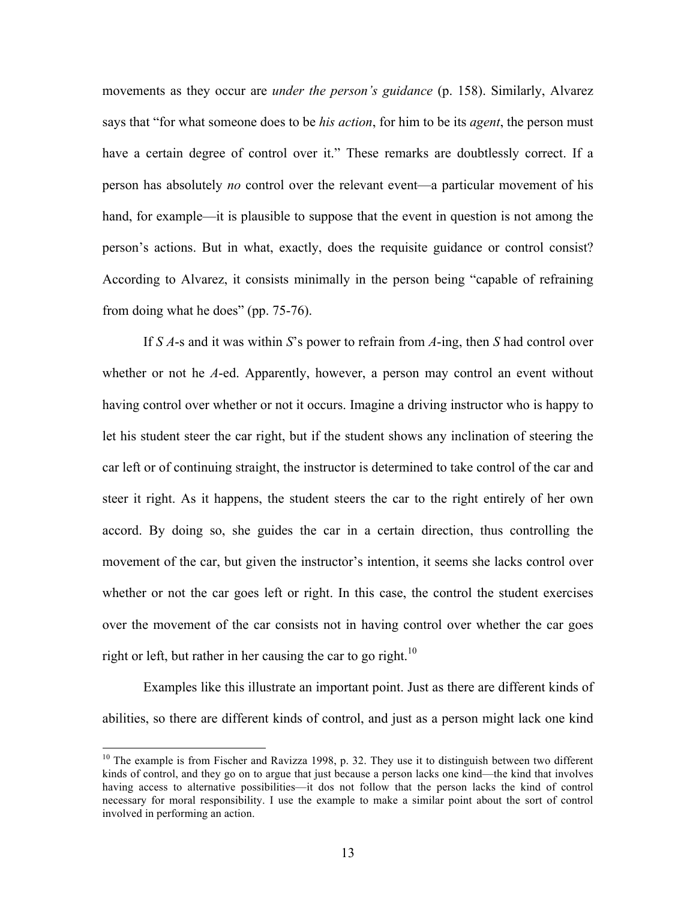movements as they occur are *under the person's guidance* (p. 158). Similarly, Alvarez says that "for what someone does to be *his action*, for him to be its *agent*, the person must have a certain degree of control over it." These remarks are doubtlessly correct. If a person has absolutely *no* control over the relevant event—a particular movement of his hand, for example—it is plausible to suppose that the event in question is not among the person's actions. But in what, exactly, does the requisite guidance or control consist? According to Alvarez, it consists minimally in the person being "capable of refraining from doing what he does" (pp. 75-76).

If *S A*-s and it was within *S*'s power to refrain from *A*-ing, then *S* had control over whether or not he *A*-ed. Apparently, however, a person may control an event without having control over whether or not it occurs. Imagine a driving instructor who is happy to let his student steer the car right, but if the student shows any inclination of steering the car left or of continuing straight, the instructor is determined to take control of the car and steer it right. As it happens, the student steers the car to the right entirely of her own accord. By doing so, she guides the car in a certain direction, thus controlling the movement of the car, but given the instructor's intention, it seems she lacks control over whether or not the car goes left or right. In this case, the control the student exercises over the movement of the car consists not in having control over whether the car goes right or left, but rather in her causing the car to go right.[10]

Examples like this illustrate an important point. Just as there are different kinds of abilities, so there are different kinds of control, and just as a person might lack one kind

[10] The example is from Fischer and Ravizza 1998, p. 32. They use it to distinguish between two different kinds of control, and they go on to argue that just because a person lacks one kind—the kind that involves having access to alternative possibilities—it dos not follow that the person lacks the kind of control necessary for moral responsibility. I use the example to make a similar point about the sort of control involved in performing an action.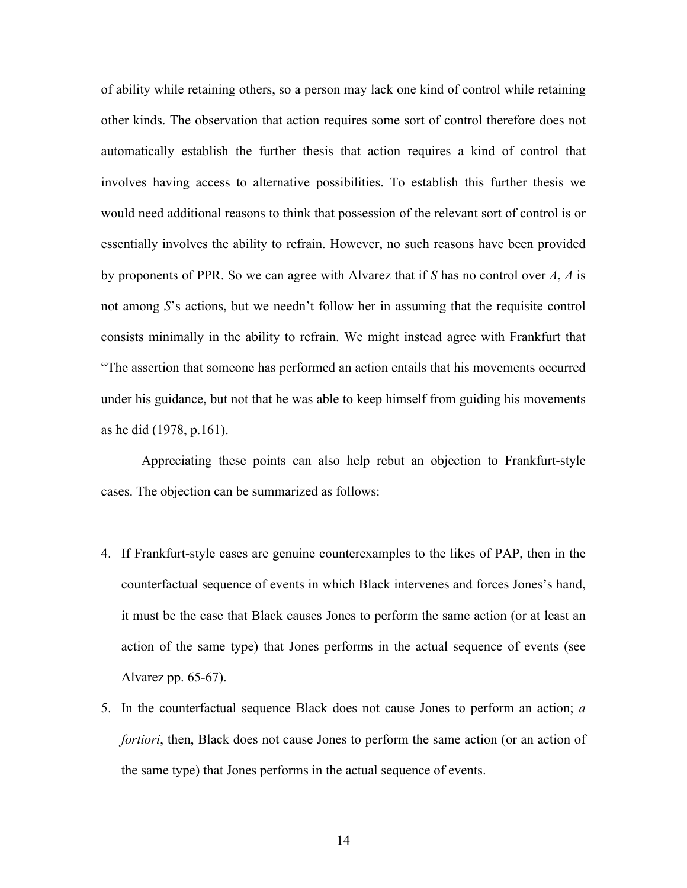of ability while retaining others, so a person may lack one kind of control while retaining other kinds. The observation that action requires some sort of control therefore does not automatically establish the further thesis that action requires a kind of control that involves having access to alternative possibilities. To establish this further thesis we would need additional reasons to think that possession of the relevant sort of control is or essentially involves the ability to refrain. However, no such reasons have been provided by proponents of PPR. So we can agree with Alvarez that if *S* has no control over *A*, *A* is not among *S*'s actions, but we needn't follow her in assuming that the requisite control consists minimally in the ability to refrain. We might instead agree with Frankfurt that "The assertion that someone has performed an action entails that his movements occurred under his guidance, but not that he was able to keep himself from guiding his movements as he did (1978, p.161).

Appreciating these points can also help rebut an objection to Frankfurt-style cases. The objection can be summarized as follows:

4. If Frankfurt-style cases are genuine counterexamples to the likes of PAP, then in the counterfactual sequence of events in which Black intervenes and forces Jones's hand, it must be the case that Black causes Jones to perform the same action (or at least an action of the same type) that Jones performs in the actual sequence of events (see Alvarez pp. 65-67).
5. In the counterfactual sequence Black does not cause Jones to perform an action; *a fortiori*, then, Black does not cause Jones to perform the same action (or an action of the same type) that Jones performs in the actual sequence of events.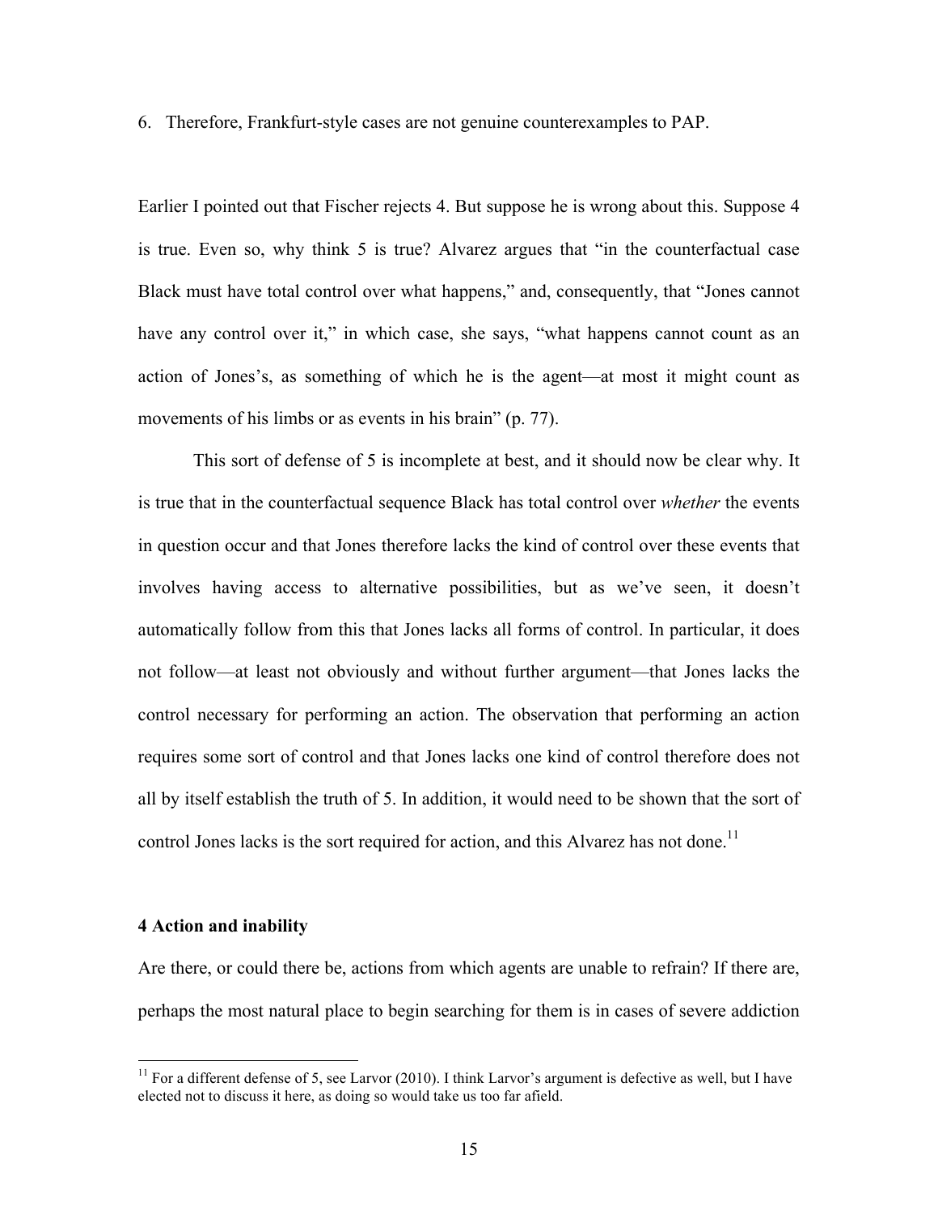6. Therefore, Frankfurt-style cases are not genuine counterexamples to PAP.

Earlier I pointed out that Fischer rejects 4. But suppose he is wrong about this. Suppose 4 is true. Even so, why think 5 is true? Alvarez argues that "in the counterfactual case Black must have total control over what happens," and, consequently, that "Jones cannot have any control over it," in which case, she says, "what happens cannot count as an action of Jones's, as something of which he is the agent—at most it might count as movements of his limbs or as events in his brain" (p. 77).

This sort of defense of 5 is incomplete at best, and it should now be clear why. It is true that in the counterfactual sequence Black has total control over *whether* the events in question occur and that Jones therefore lacks the kind of control over these events that involves having access to alternative possibilities, but as we've seen, it doesn't automatically follow from this that Jones lacks all forms of control. In particular, it does not follow—at least not obviously and without further argument—that Jones lacks the control necessary for performing an action. The observation that performing an action requires some sort of control and that Jones lacks one kind of control therefore does not all by itself establish the truth of 5. In addition, it would need to be shown that the sort of control Jones lacks is the sort required for action, and this Alvarez has not done.[11]

## 4 Action and inability

Are there, or could there be, actions from which agents are unable to refrain? If there are, perhaps the most natural place to begin searching for them is in cases of severe addiction

[11] For a different defense of 5, see Larvor (2010). I think Larvor's argument is defective as well, but I have elected not to discuss it here, as doing so would take us too far afield.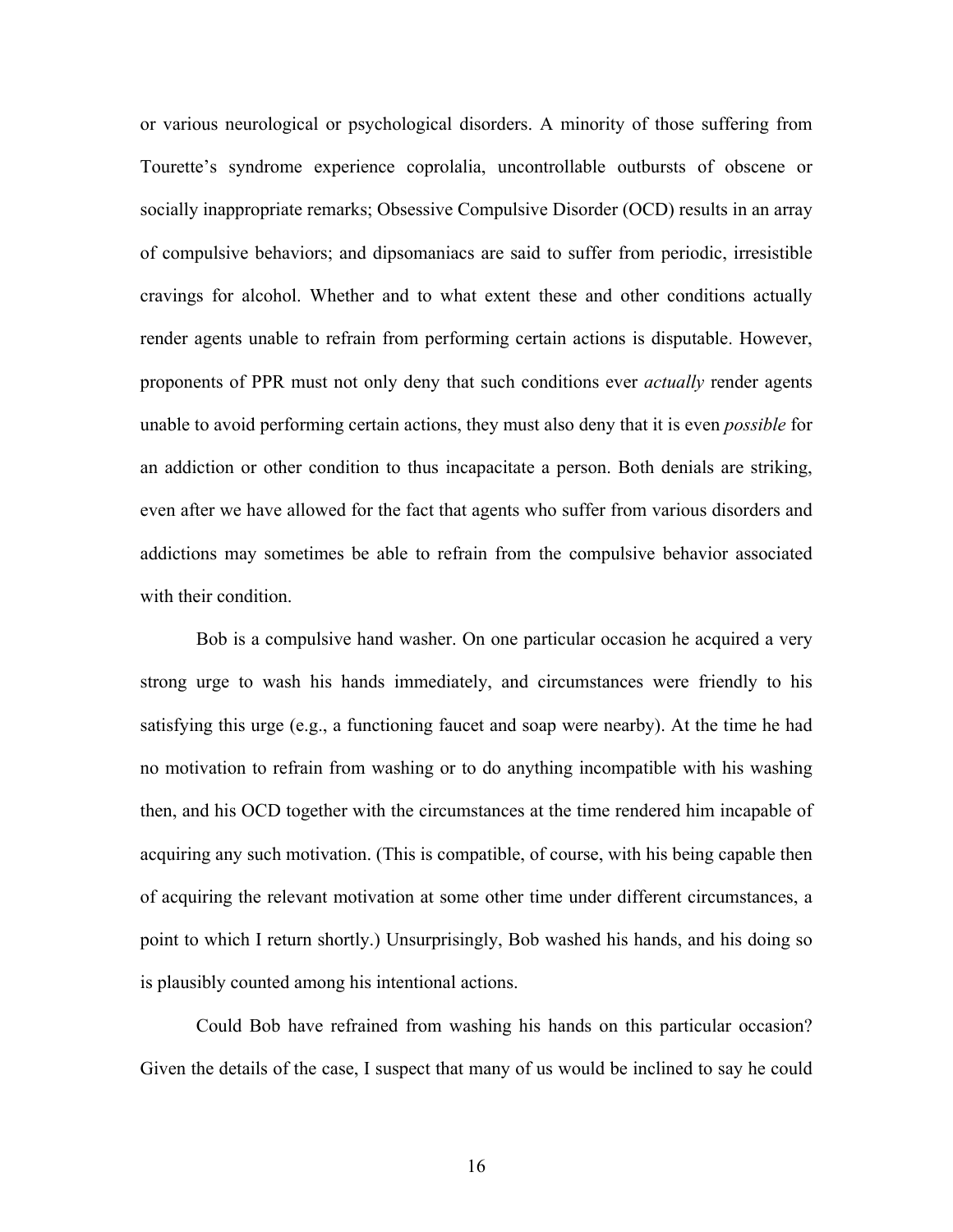or various neurological or psychological disorders. A minority of those suffering from Tourette's syndrome experience coprolalia, uncontrollable outbursts of obscene or socially inappropriate remarks; Obsessive Compulsive Disorder (OCD) results in an array of compulsive behaviors; and dipsomaniacs are said to suffer from periodic, irresistible cravings for alcohol. Whether and to what extent these and other conditions actually render agents unable to refrain from performing certain actions is disputable. However, proponents of PPR must not only deny that such conditions ever *actually* render agents unable to avoid performing certain actions, they must also deny that it is even *possible* for an addiction or other condition to thus incapacitate a person. Both denials are striking, even after we have allowed for the fact that agents who suffer from various disorders and addictions may sometimes be able to refrain from the compulsive behavior associated with their condition.

Bob is a compulsive hand washer. On one particular occasion he acquired a very strong urge to wash his hands immediately, and circumstances were friendly to his satisfying this urge (e.g., a functioning faucet and soap were nearby). At the time he had no motivation to refrain from washing or to do anything incompatible with his washing then, and his OCD together with the circumstances at the time rendered him incapable of acquiring any such motivation. (This is compatible, of course, with his being capable then of acquiring the relevant motivation at some other time under different circumstances, a point to which I return shortly.) Unsurprisingly, Bob washed his hands, and his doing so is plausibly counted among his intentional actions.

Could Bob have refrained from washing his hands on this particular occasion? Given the details of the case, I suspect that many of us would be inclined to say he could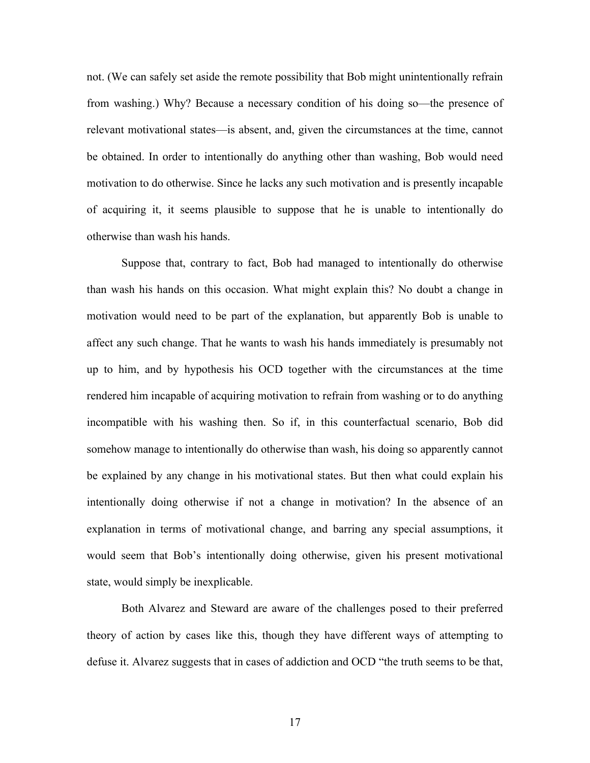not. (We can safely set aside the remote possibility that Bob might unintentionally refrain from washing.) Why? Because a necessary condition of his doing so—the presence of relevant motivational states—is absent, and, given the circumstances at the time, cannot be obtained. In order to intentionally do anything other than washing, Bob would need motivation to do otherwise. Since he lacks any such motivation and is presently incapable of acquiring it, it seems plausible to suppose that he is unable to intentionally do otherwise than wash his hands.

Suppose that, contrary to fact, Bob had managed to intentionally do otherwise than wash his hands on this occasion. What might explain this? No doubt a change in motivation would need to be part of the explanation, but apparently Bob is unable to affect any such change. That he wants to wash his hands immediately is presumably not up to him, and by hypothesis his OCD together with the circumstances at the time rendered him incapable of acquiring motivation to refrain from washing or to do anything incompatible with his washing then. So if, in this counterfactual scenario, Bob did somehow manage to intentionally do otherwise than wash, his doing so apparently cannot be explained by any change in his motivational states. But then what could explain his intentionally doing otherwise if not a change in motivation? In the absence of an explanation in terms of motivational change, and barring any special assumptions, it would seem that Bob's intentionally doing otherwise, given his present motivational state, would simply be inexplicable.

Both Alvarez and Steward are aware of the challenges posed to their preferred theory of action by cases like this, though they have different ways of attempting to defuse it. Alvarez suggests that in cases of addiction and OCD "the truth seems to be that,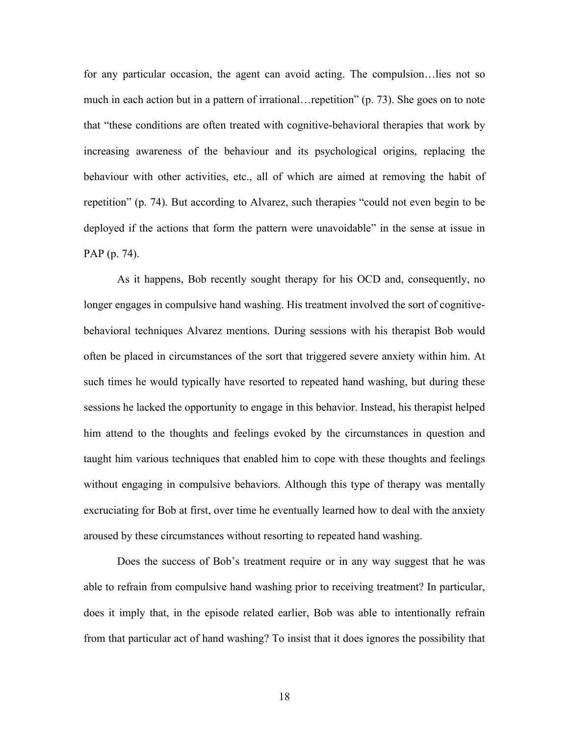for any particular occasion, the agent can avoid acting. The compulsion…lies not so much in each action but in a pattern of irrational…repetition" (p. 73). She goes on to note that "these conditions are often treated with cognitive-behavioral therapies that work by increasing awareness of the behaviour and its psychological origins, replacing the behaviour with other activities, etc., all of which are aimed at removing the habit of repetition" (p. 74). But according to Alvarez, such therapies "could not even begin to be deployed if the actions that form the pattern were unavoidable" in the sense at issue in PAP (p. 74).

As it happens, Bob recently sought therapy for his OCD and, consequently, no longer engages in compulsive hand washing. His treatment involved the sort of cognitive-behavioral techniques Alvarez mentions. During sessions with his therapist Bob would often be placed in circumstances of the sort that triggered severe anxiety within him. At such times he would typically have resorted to repeated hand washing, but during these sessions he lacked the opportunity to engage in this behavior. Instead, his therapist helped him attend to the thoughts and feelings evoked by the circumstances in question and taught him various techniques that enabled him to cope with these thoughts and feelings without engaging in compulsive behaviors. Although this type of therapy was mentally excruciating for Bob at first, over time he eventually learned how to deal with the anxiety aroused by these circumstances without resorting to repeated hand washing.

Does the success of Bob's treatment require or in any way suggest that he was able to refrain from compulsive hand washing prior to receiving treatment? In particular, does it imply that, in the episode related earlier, Bob was able to intentionally refrain from that particular act of hand washing? To insist that it does ignores the possibility that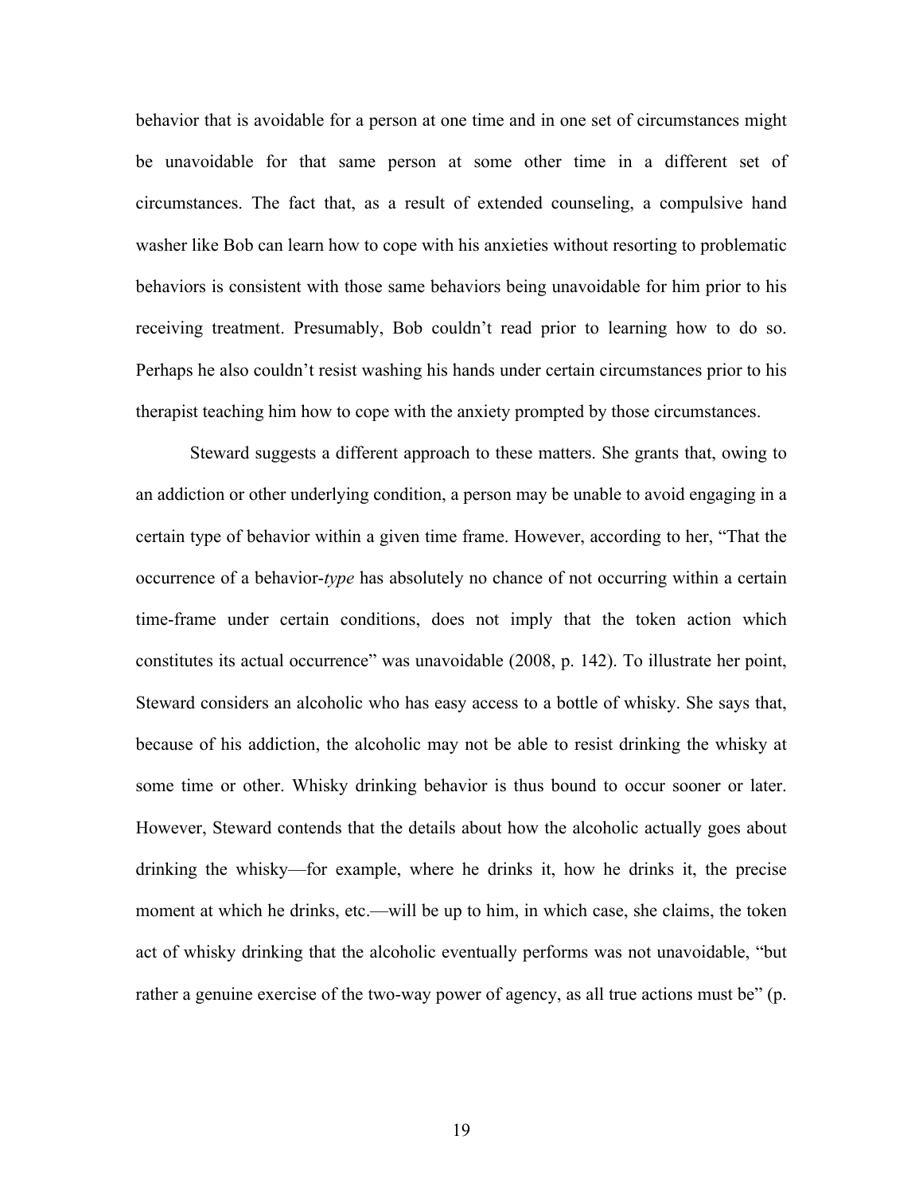behavior that is avoidable for a person at one time and in one set of circumstances might be unavoidable for that same person at some other time in a different set of circumstances. The fact that, as a result of extended counseling, a compulsive hand washer like Bob can learn how to cope with his anxieties without resorting to problematic behaviors is consistent with those same behaviors being unavoidable for him prior to his receiving treatment. Presumably, Bob couldn't read prior to learning how to do so. Perhaps he also couldn't resist washing his hands under certain circumstances prior to his therapist teaching him how to cope with the anxiety prompted by those circumstances.

Steward suggests a different approach to these matters. She grants that, owing to an addiction or other underlying condition, a person may be unable to avoid engaging in a certain type of behavior within a given time frame. However, according to her, "That the occurrence of a behavior-*type* has absolutely no chance of not occurring within a certain time-frame under certain conditions, does not imply that the token action which constitutes its actual occurrence" was unavoidable (2008, p. 142). To illustrate her point, Steward considers an alcoholic who has easy access to a bottle of whisky. She says that, because of his addiction, the alcoholic may not be able to resist drinking the whisky at some time or other. Whisky drinking behavior is thus bound to occur sooner or later. However, Steward contends that the details about how the alcoholic actually goes about drinking the whisky—for example, where he drinks it, how he drinks it, the precise moment at which he drinks, etc.—will be up to him, in which case, she claims, the token act of whisky drinking that the alcoholic eventually performs was not unavoidable, "but rather a genuine exercise of the two-way power of agency, as all true actions must be" (p.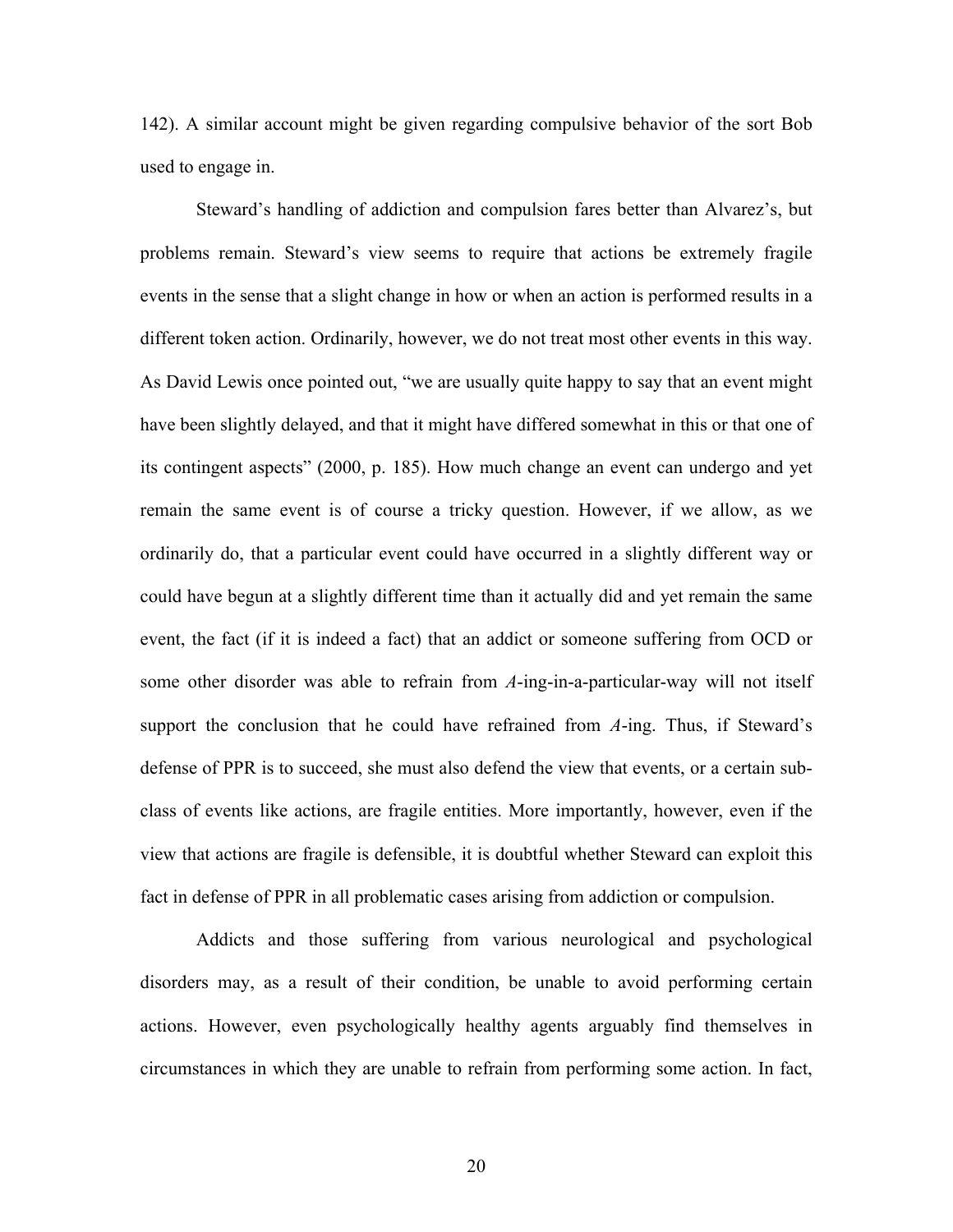142). A similar account might be given regarding compulsive behavior of the sort Bob used to engage in.

Steward's handling of addiction and compulsion fares better than Alvarez's, but problems remain. Steward's view seems to require that actions be extremely fragile events in the sense that a slight change in how or when an action is performed results in a different token action. Ordinarily, however, we do not treat most other events in this way. As David Lewis once pointed out, "we are usually quite happy to say that an event might have been slightly delayed, and that it might have differed somewhat in this or that one of its contingent aspects" (2000, p. 185). How much change an event can undergo and yet remain the same event is of course a tricky question. However, if we allow, as we ordinarily do, that a particular event could have occurred in a slightly different way or could have begun at a slightly different time than it actually did and yet remain the same event, the fact (if it is indeed a fact) that an addict or someone suffering from OCD or some other disorder was able to refrain from *A*-ing-in-a-particular-way will not itself support the conclusion that he could have refrained from *A*-ing. Thus, if Steward's defense of PPR is to succeed, she must also defend the view that events, or a certain sub-class of events like actions, are fragile entities. More importantly, however, even if the view that actions are fragile is defensible, it is doubtful whether Steward can exploit this fact in defense of PPR in all problematic cases arising from addiction or compulsion.

Addicts and those suffering from various neurological and psychological disorders may, as a result of their condition, be unable to avoid performing certain actions. However, even psychologically healthy agents arguably find themselves in circumstances in which they are unable to refrain from performing some action. In fact,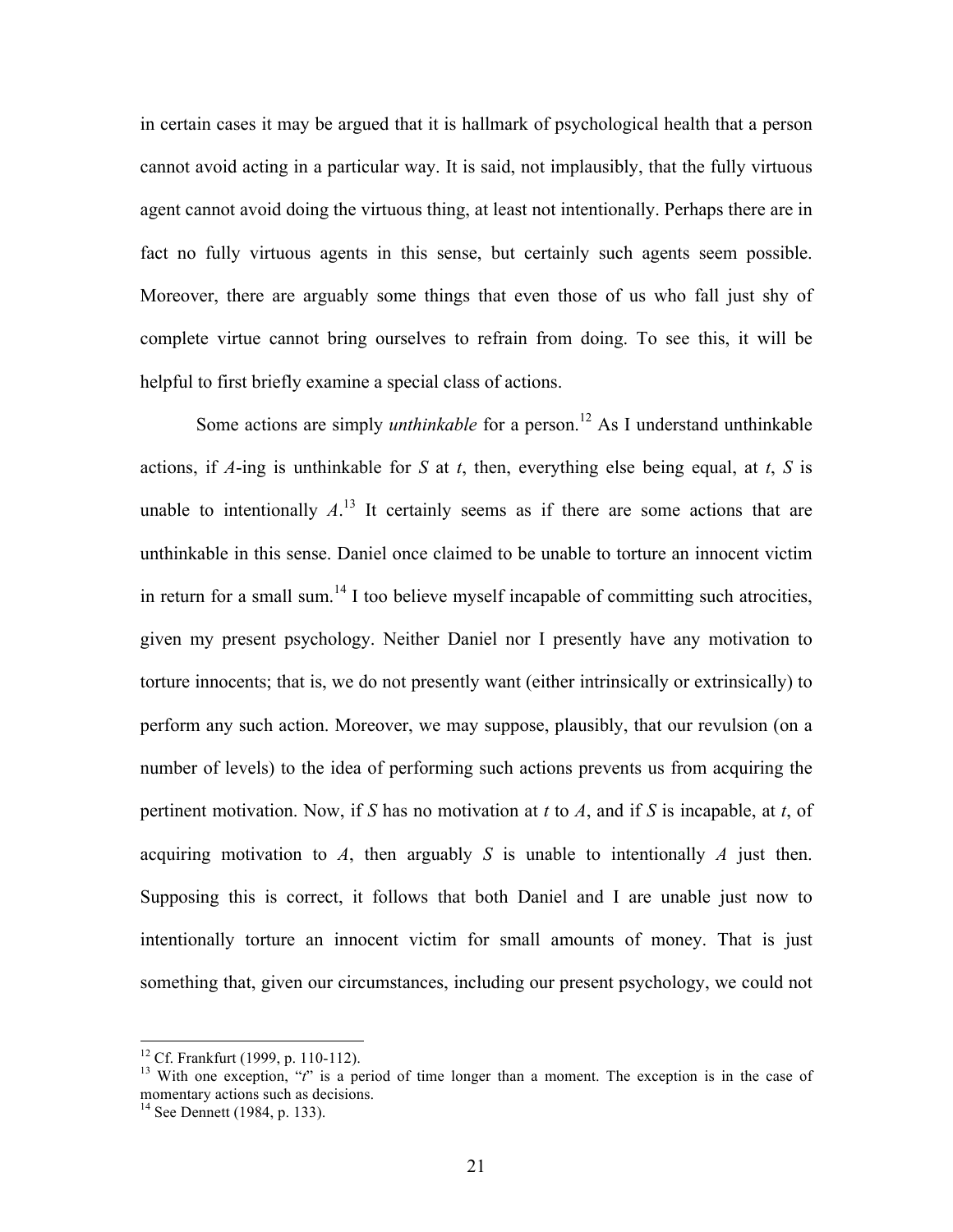in certain cases it may be argued that it is hallmark of psychological health that a person cannot avoid acting in a particular way. It is said, not implausibly, that the fully virtuous agent cannot avoid doing the virtuous thing, at least not intentionally. Perhaps there are in fact no fully virtuous agents in this sense, but certainly such agents seem possible. Moreover, there are arguably some things that even those of us who fall just shy of complete virtue cannot bring ourselves to refrain from doing. To see this, it will be helpful to first briefly examine a special class of actions.

Some actions are simply *unthinkable* for a person.[12] As I understand unthinkable actions, if *A*-ing is unthinkable for *S* at *t*, then, everything else being equal, at *t*, *S* is unable to intentionally *A*.[13] It certainly seems as if there are some actions that are unthinkable in this sense. Daniel once claimed to be unable to torture an innocent victim in return for a small sum.[14] I too believe myself incapable of committing such atrocities, given my present psychology. Neither Daniel nor I presently have any motivation to torture innocents; that is, we do not presently want (either intrinsically or extrinsically) to perform any such action. Moreover, we may suppose, plausibly, that our revulsion (on a number of levels) to the idea of performing such actions prevents us from acquiring the pertinent motivation. Now, if *S* has no motivation at *t* to *A*, and if *S* is incapable, at *t*, of acquiring motivation to *A*, then arguably *S* is unable to intentionally *A* just then. Supposing this is correct, it follows that both Daniel and I are unable just now to intentionally torture an innocent victim for small amounts of money. That is just something that, given our circumstances, including our present psychology, we could not

---

[12] Cf. Frankfurt (1999, p. 110-112).

[13] With one exception, "*t*" is a period of time longer than a moment. The exception is in the case of momentary actions such as decisions.

[14] See Dennett (1984, p. 133).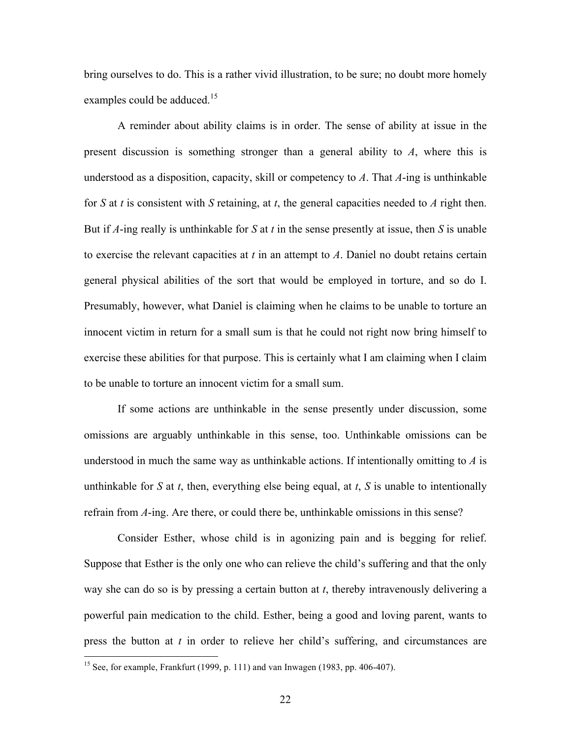bring ourselves to do. This is a rather vivid illustration, to be sure; no doubt more homely examples could be adduced.[15]

A reminder about ability claims is in order. The sense of ability at issue in the present discussion is something stronger than a general ability to *A*, where this is understood as a disposition, capacity, skill or competency to *A*. That *A*-ing is unthinkable for *S* at *t* is consistent with *S* retaining, at *t*, the general capacities needed to *A* right then. But if *A*-ing really is unthinkable for *S* at *t* in the sense presently at issue, then *S* is unable to exercise the relevant capacities at *t* in an attempt to *A*. Daniel no doubt retains certain general physical abilities of the sort that would be employed in torture, and so do I. Presumably, however, what Daniel is claiming when he claims to be unable to torture an innocent victim in return for a small sum is that he could not right now bring himself to exercise these abilities for that purpose. This is certainly what I am claiming when I claim to be unable to torture an innocent victim for a small sum.

If some actions are unthinkable in the sense presently under discussion, some omissions are arguably unthinkable in this sense, too. Unthinkable omissions can be understood in much the same way as unthinkable actions. If intentionally omitting to *A* is unthinkable for *S* at *t*, then, everything else being equal, at *t*, *S* is unable to intentionally refrain from *A*-ing. Are there, or could there be, unthinkable omissions in this sense?

Consider Esther, whose child is in agonizing pain and is begging for relief. Suppose that Esther is the only one who can relieve the child's suffering and that the only way she can do so is by pressing a certain button at *t*, thereby intravenously delivering a powerful pain medication to the child. Esther, being a good and loving parent, wants to press the button at *t* in order to relieve her child's suffering, and circumstances are

[15] See, for example, Frankfurt (1999, p. 111) and van Inwagen (1983, pp. 406-407).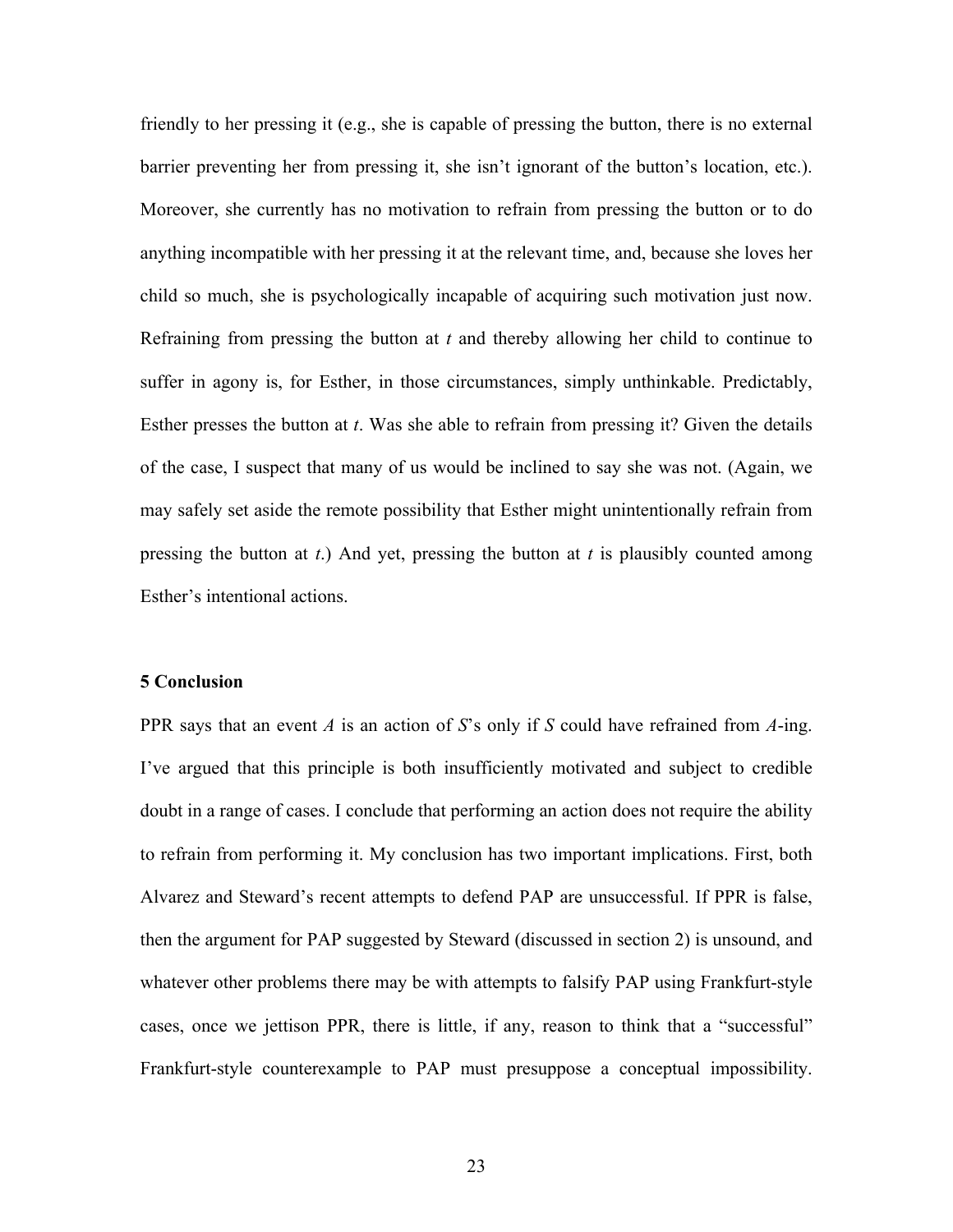friendly to her pressing it (e.g., she is capable of pressing the button, there is no external barrier preventing her from pressing it, she isn't ignorant of the button's location, etc.). Moreover, she currently has no motivation to refrain from pressing the button or to do anything incompatible with her pressing it at the relevant time, and, because she loves her child so much, she is psychologically incapable of acquiring such motivation just now. Refraining from pressing the button at *t* and thereby allowing her child to continue to suffer in agony is, for Esther, in those circumstances, simply unthinkable. Predictably, Esther presses the button at *t*. Was she able to refrain from pressing it? Given the details of the case, I suspect that many of us would be inclined to say she was not. (Again, we may safely set aside the remote possibility that Esther might unintentionally refrain from pressing the button at *t*.) And yet, pressing the button at *t* is plausibly counted among Esther's intentional actions.

## 5 Conclusion

PPR says that an event *A* is an action of *S*'s only if *S* could have refrained from *A*-ing. I've argued that this principle is both insufficiently motivated and subject to credible doubt in a range of cases. I conclude that performing an action does not require the ability to refrain from performing it. My conclusion has two important implications. First, both Alvarez and Steward's recent attempts to defend PAP are unsuccessful. If PPR is false, then the argument for PAP suggested by Steward (discussed in section 2) is unsound, and whatever other problems there may be with attempts to falsify PAP using Frankfurt-style cases, once we jettison PPR, there is little, if any, reason to think that a "successful" Frankfurt-style counterexample to PAP must presuppose a conceptual impossibility.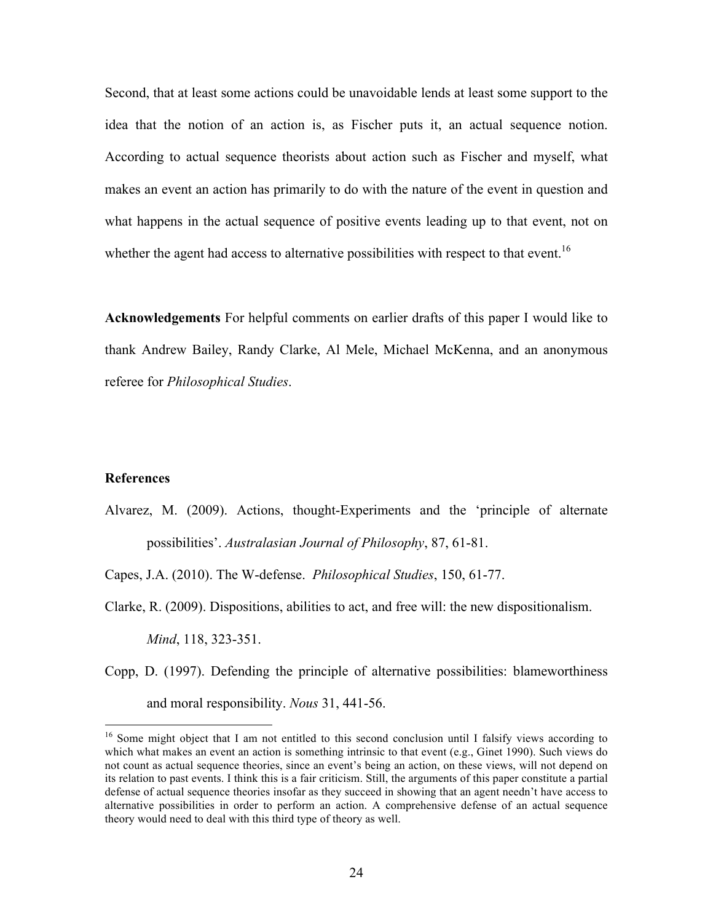Second, that at least some actions could be unavoidable lends at least some support to the idea that the notion of an action is, as Fischer puts it, an actual sequence notion. According to actual sequence theorists about action such as Fischer and myself, what makes an event an action has primarily to do with the nature of the event in question and what happens in the actual sequence of positive events leading up to that event, not on whether the agent had access to alternative possibilities with respect to that event.[16]

**Acknowledgements** For helpful comments on earlier drafts of this paper I would like to thank Andrew Bailey, Randy Clarke, Al Mele, Michael McKenna, and an anonymous referee for *Philosophical Studies*.

## References

Alvarez, M. (2009). Actions, thought-Experiments and the 'principle of alternate possibilities'. *Australasian Journal of Philosophy*, 87, 61-81.

Capes, J.A. (2010). The W-defense. *Philosophical Studies*, 150, 61-77.

Clarke, R. (2009). Dispositions, abilities to act, and free will: the new dispositionalism. *Mind*, 118, 323-351.

Copp, D. (1997). Defending the principle of alternative possibilities: blameworthiness and moral responsibility. *Nous* 31, 441-56.

---

[16] Some might object that I am not entitled to this second conclusion until I falsify views according to which what makes an event an action is something intrinsic to that event (e.g., Ginet 1990). Such views do not count as actual sequence theories, since an event's being an action, on these views, will not depend on its relation to past events. I think this is a fair criticism. Still, the arguments of this paper constitute a partial defense of actual sequence theories insofar as they succeed in showing that an agent needn't have access to alternative possibilities in order to perform an action. A comprehensive defense of an actual sequence theory would need to deal with this third type of theory as well.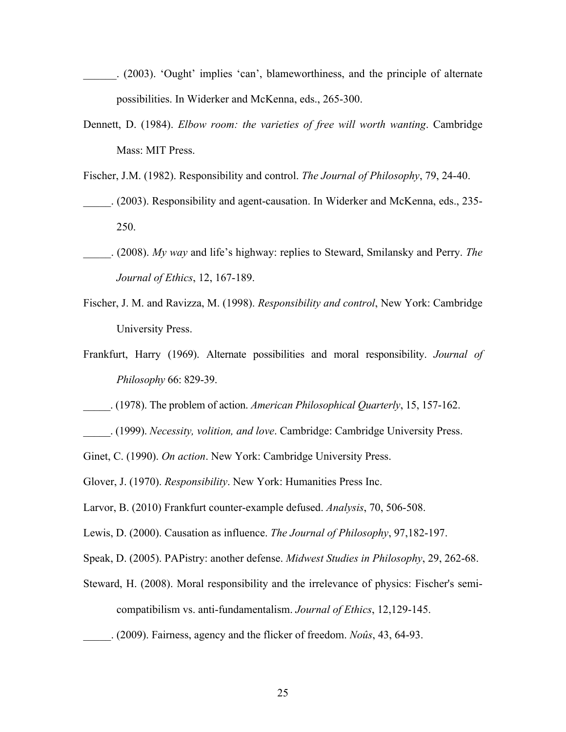______. (2003). 'Ought' implies 'can', blameworthiness, and the principle of alternate possibilities. In Widerker and McKenna, eds., 265-300.

Dennett, D. (1984). *Elbow room: the varieties of free will worth wanting*. Cambridge Mass: MIT Press.

Fischer, J.M. (1982). Responsibility and control. *The Journal of Philosophy*, 79, 24-40.

_____. (2003). Responsibility and agent-causation. In Widerker and McKenna, eds., 235-250.

_____. (2008). *My way* and life's highway: replies to Steward, Smilansky and Perry. *The Journal of Ethics*, 12, 167-189.

Fischer, J. M. and Ravizza, M. (1998). *Responsibility and control*, New York: Cambridge University Press.

Frankfurt, Harry (1969). Alternate possibilities and moral responsibility. *Journal of Philosophy* 66: 829-39.

_____. (1978). The problem of action. *American Philosophical Quarterly*, 15, 157-162.

_____. (1999). *Necessity, volition, and love*. Cambridge: Cambridge University Press.

Ginet, C. (1990). *On action*. New York: Cambridge University Press.

Glover, J. (1970). *Responsibility*. New York: Humanities Press Inc.

Larvor, B. (2010) Frankfurt counter-example defused. *Analysis*, 70, 506-508.

Lewis, D. (2000). Causation as influence. *The Journal of Philosophy*, 97,182-197.

Speak, D. (2005). PAPistry: another defense. *Midwest Studies in Philosophy*, 29, 262-68.

Steward, H. (2008). Moral responsibility and the irrelevance of physics: Fischer's semi-compatibilism vs. anti-fundamentalism. *Journal of Ethics*, 12,129-145.

_____. (2009). Fairness, agency and the flicker of freedom. *Noûs*, 43, 64-93.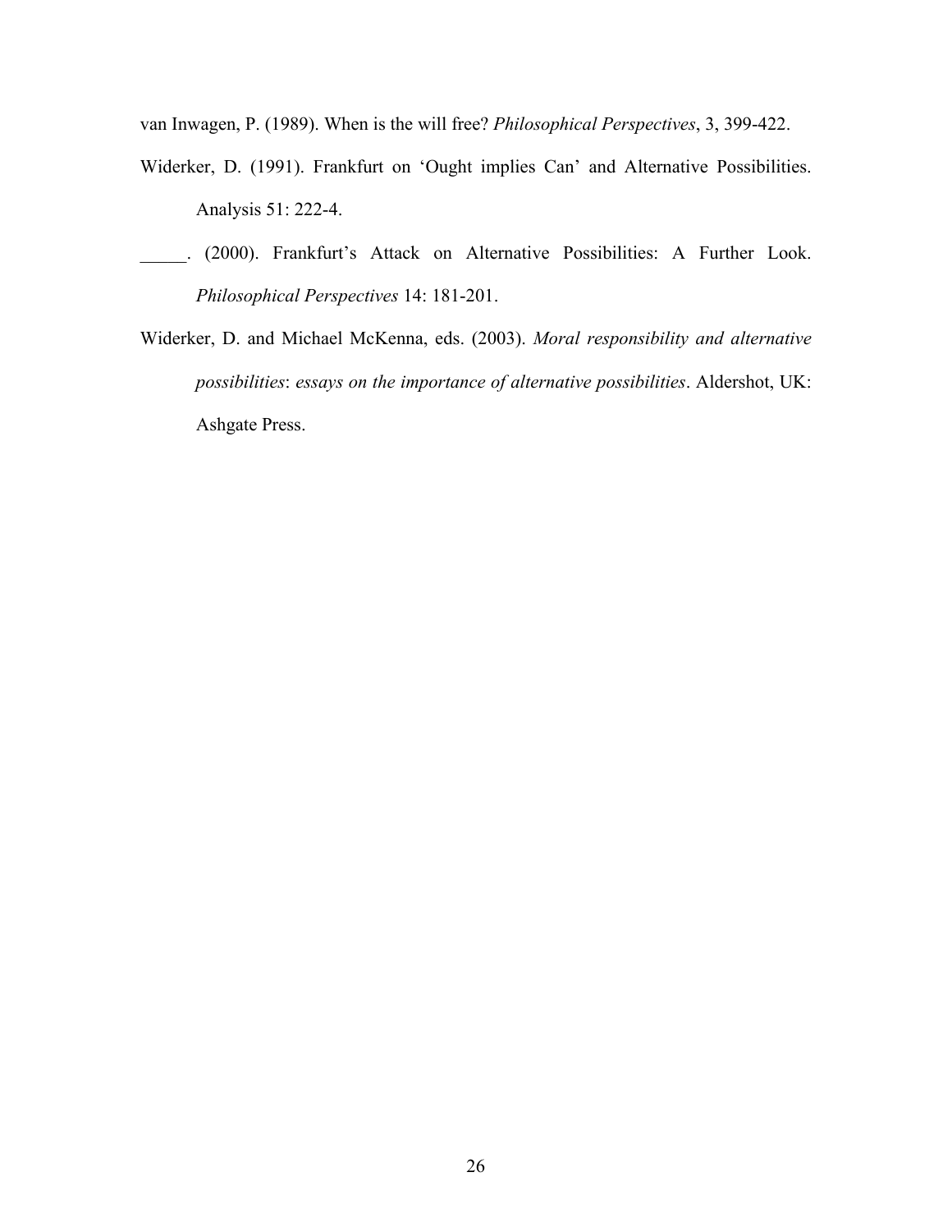van Inwagen, P. (1989). When is the will free? *Philosophical Perspectives*, 3, 399-422.

Widerker, D. (1991). Frankfurt on 'Ought implies Can' and Alternative Possibilities. Analysis 51: 222-4.

_____. (2000). Frankfurt's Attack on Alternative Possibilities: A Further Look. *Philosophical Perspectives* 14: 181-201.

Widerker, D. and Michael McKenna, eds. (2003). *Moral responsibility and alternative possibilities*: *essays on the importance of alternative possibilities*. Aldershot, UK: Ashgate Press.